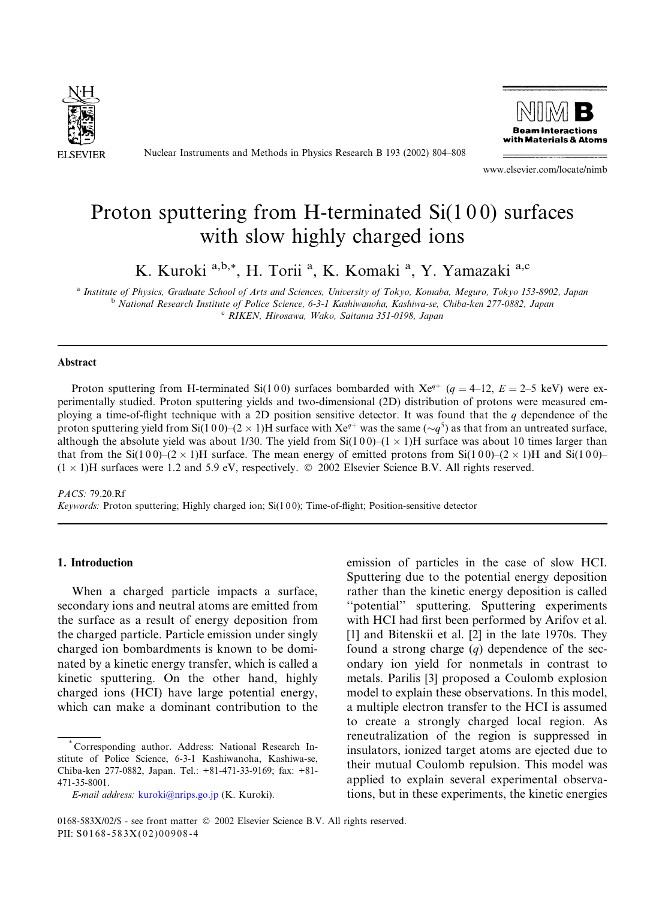# Proton sputtering from H-terminated Si(1 0 0) surfaces with slow highly charged ions

K. Kuroki [a,b,*], H. Torii [a], K. Komaki [a], Y. Yamazaki [a,c]

[a] Institute of Physics, Graduate School of Arts and Sciences, University of Tokyo, Komaba, Meguro, Tokyo 153-8902, Japan
[b] National Research Institute of Police Science, 6-3-1 Kashiwanoha, Kashiwa-se, Chiba-ken 277-0882, Japan
[c] RIKEN, Hirosawa, Wako, Saitama 351-0198, Japan

## Abstract

Proton sputtering from H-terminated Si(1 0 0) surfaces bombarded with $Xe^{q+}$ ($q = 4$–12, $E = 2$–5 keV) were experimentally studied. Proton sputtering yields and two-dimensional (2D) distribution of protons were measured employing a time-of-flight technique with a 2D position sensitive detector. It was found that the $q$ dependence of the proton sputtering yield from Si(1 0 0)–(2 × 1)H surface with $Xe^{q+}$ was the same ($\sim q^5$) as that from an untreated surface, although the absolute yield was about 1/30. The yield from Si(1 0 0)–(1 × 1)H surface was about 10 times larger than that from the Si(1 0 0)–(2 × 1)H surface. The mean energy of emitted protons from Si(1 0 0)–(2 × 1)H and Si(1 0 0)–(1 × 1)H surfaces were 1.2 and 5.9 eV, respectively. © 2002 Elsevier Science B.V. All rights reserved.

*PACS:* 79.20.Rf
*Keywords:* Proton sputtering; Highly charged ion; Si(1 0 0); Time-of-flight; Position-sensitive detector

## 1. Introduction

When a charged particle impacts a surface, secondary ions and neutral atoms are emitted from the surface as a result of energy deposition from the charged particle. Particle emission under singly charged ion bombardments is known to be dominated by a kinetic energy transfer, which is called a kinetic sputtering. On the other hand, highly charged ions (HCI) have large potential energy, which can make a dominant contribution to the emission of particles in the case of slow HCI. Sputtering due to the potential energy deposition rather than the kinetic energy deposition is called "potential" sputtering. Sputtering experiments with HCI had first been performed by Arifov et al. [1] and Bitenskii et al. [2] in the late 1970s. They found a strong charge ($q$) dependence of the secondary ion yield for nonmetals in contrast to metals. Parilis [3] proposed a Coulomb explosion model to explain these observations. In this model, a multiple electron transfer to the HCI is assumed to create a strongly charged local region. As reneutralization of the region is suppressed in insulators, ionized target atoms are ejected due to their mutual Coulomb repulsion. This model was applied to explain several experimental observations, but in these experiments, the kinetic energies

* Corresponding author. Address: National Research Institute of Police Science, 6-3-1 Kashiwanoha, Kashiwa-se, Chiba-ken 277-0882, Japan. Tel.: +81-471-33-9169; fax: +81-471-35-8001.
*E-mail address:* kuroki@nrips.go.jp (K. Kuroki).

0168-583X/02/$ - see front matter © 2002 Elsevier Science B.V. All rights reserved.
PII: S0168-583X(02)00908-4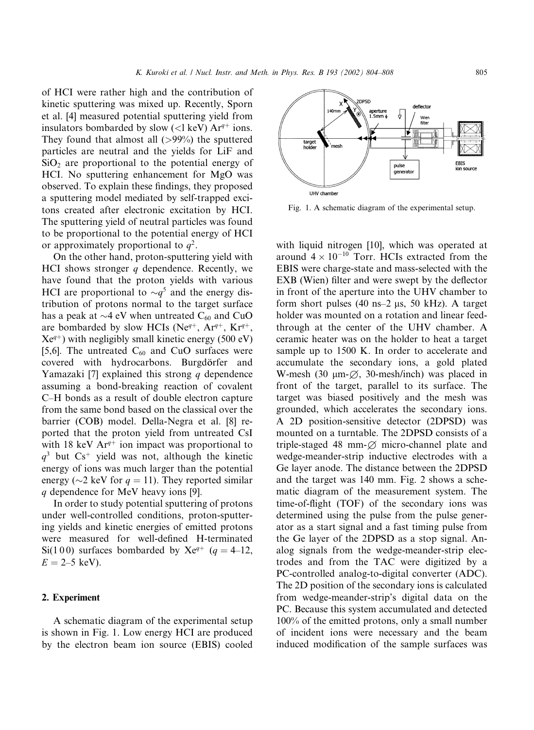of HCI were rather high and the contribution of kinetic sputtering was mixed up. Recently, Sporn et al. [4] measured potential sputtering yield from insulators bombarded by slow (<1 keV) $Ar^{q+}$ ions. They found that almost all (>99%) the sputtered particles are neutral and the yields for LiF and $SiO_2$ are proportional to the potential energy of HCI. No sputtering enhancement for MgO was observed. To explain these findings, they proposed a sputtering model mediated by self-trapped excitons created after electronic excitation by HCI. The sputtering yield of neutral particles was found to be proportional to the potential energy of HCI or approximately proportional to $q^2$.

On the other hand, proton-sputtering yield with HCI shows stronger $q$ dependence. Recently, we have found that the proton yields with various HCI are proportional to $\sim q^5$ and the energy distribution of protons normal to the target surface has a peak at $\sim$4 eV when untreated $C_{60}$ and CuO are bombarded by slow HCIs ($Ne^{q+}$, $Ar^{q+}$, $Kr^{q+}$, $Xe^{q+}$) with negligibly small kinetic energy (500 eV) [5,6]. The untreated $C_{60}$ and CuO surfaces were covered with hydrocarbons. Burgdörfer and Yamazaki [7] explained this strong $q$ dependence assuming a bond-breaking reaction of covalent C–H bonds as a result of double electron capture from the same bond based on the classical over the barrier (COB) model. Della-Negra et al. [8] reported that the proton yield from untreated CsI with 18 keV $Ar^{q+}$ ion impact was proportional to $q^3$ but $Cs^+$ yield was not, although the kinetic energy of ions was much larger than the potential energy ($\sim$2 keV for $q = 11$). They reported similar $q$ dependence for MeV heavy ions [9].

In order to study potential sputtering of protons under well-controlled conditions, proton-sputtering yields and kinetic energies of emitted protons were measured for well-defined H-terminated Si(1 0 0) surfaces bombarded by $Xe^{q+}$ ($q = 4$–12, $E = 2$–5 keV).

## 2. Experiment

A schematic diagram of the experimental setup is shown in Fig. 1. Low energy HCI are produced by the electron beam ion source (EBIS) cooled with liquid nitrogen [10], which was operated at around $4 \times 10^{-10}$ Torr. HCIs extracted from the EBIS were charge-state and mass-selected with the EXB (Wien) filter and were swept by the deflector in front of the aperture into the UHV chamber to form short pulses (40 ns–2 μs, 50 kHz). A target holder was mounted on a rotation and linear feedthrough at the center of the UHV chamber. A ceramic heater was on the holder to heat a target sample up to 1500 K. In order to accelerate and accumulate the secondary ions, a gold plated W-mesh (30 μm-∅, 30-mesh/inch) was placed in front of the target, parallel to its surface. The target was biased positively and the mesh was grounded, which accelerates the secondary ions. A 2D position-sensitive detector (2DPSD) was mounted on a turntable. The 2DPSD consists of a triple-staged 48 mm-∅ micro-channel plate and wedge-meander-strip inductive electrodes with a Ge layer anode. The distance between the 2DPSD and the target was 140 mm. Fig. 2 shows a schematic diagram of the measurement system. The time-of-flight (TOF) of the secondary ions was determined using the pulse from the pulse generator as a start signal and a fast timing pulse from the Ge layer of the 2DPSD as a stop signal. Analog signals from the wedge-meander-strip electrodes and from the TAC were digitized by a PC-controlled analog-to-digital converter (ADC). The 2D position of the secondary ions is calculated from wedge-meander-strip's digital data on the PC. Because this system accumulated and detected 100% of the emitted protons, only a small number of incident ions were necessary and the beam induced modification of the sample surfaces was

Fig. 1. A schematic diagram of the experimental setup.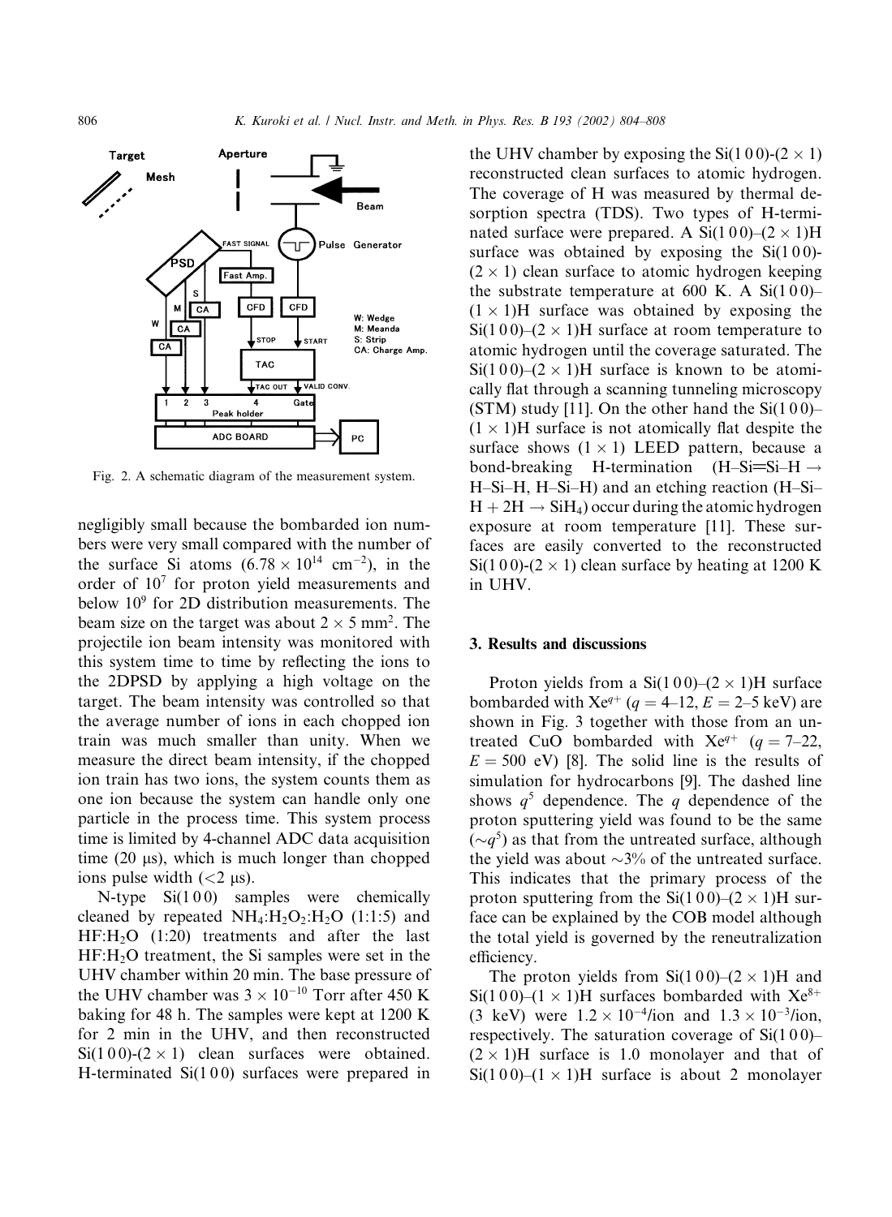Fig. 2. A schematic diagram of the measurement system.

negligibly small because the bombarded ion numbers were very small compared with the number of the surface Si atoms ($6.78 \times 10^{14}$ cm$^{-2}$), in the order of $10^7$ for proton yield measurements and below $10^9$ for 2D distribution measurements. The beam size on the target was about $2 \times 5$ mm$^2$. The projectile ion beam intensity was monitored with this system time to time by reflecting the ions to the 2DPSD by applying a high voltage on the target. The beam intensity was controlled so that the average number of ions in each chopped ion train was much smaller than unity. When we measure the direct beam intensity, if the chopped ion train has two ions, the system counts them as one ion because the system can handle only one particle in the process time. This system process time is limited by 4-channel ADC data acquisition time (20 μs), which is much longer than chopped ions pulse width (<2 μs).

N-type Si(1 0 0) samples were chemically cleaned by repeated $NH_4$:$H_2O_2$:$H_2O$ (1:1:5) and HF:$H_2O$ (1:20) treatments and after the last HF:$H_2O$ treatment, the Si samples were set in the UHV chamber within 20 min. The base pressure of the UHV chamber was $3 \times 10^{-10}$ Torr after 450 K baking for 48 h. The samples were kept at 1200 K for 2 min in the UHV, and then reconstructed Si(1 0 0)-(2 × 1) clean surfaces were obtained. H-terminated Si(1 0 0) surfaces were prepared in the UHV chamber by exposing the Si(1 0 0)-(2 × 1) reconstructed clean surfaces to atomic hydrogen. The coverage of H was measured by thermal desorption spectra (TDS). Two types of H-terminated surface were prepared. A Si(1 0 0)–(2 × 1)H surface was obtained by exposing the Si(1 0 0)-(2 × 1) clean surface to atomic hydrogen keeping the substrate temperature at 600 K. A Si(1 0 0)–(1 × 1)H surface was obtained by exposing the Si(1 0 0)–(2 × 1)H surface at room temperature to atomic hydrogen until the coverage saturated. The Si(1 0 0)–(2 × 1)H surface is known to be atomically flat through a scanning tunneling microscopy (STM) study [11]. On the other hand the Si(1 0 0)–(1 × 1)H surface is not atomically flat despite the surface shows (1 × 1) LEED pattern, because a bond-breaking H-termination (H–Si=Si–H → H–Si–H, H–Si–H) and an etching reaction (H–Si–H + 2H → $SiH_4$) occur during the atomic hydrogen exposure at room temperature [11]. These surfaces are easily converted to the reconstructed Si(1 0 0)-(2 × 1) clean surface by heating at 1200 K in UHV.

## 3. Results and discussions

Proton yields from a Si(1 0 0)–(2 × 1)H surface bombarded with $Xe^{q+}$ ($q = 4$–12, $E = 2$–5 keV) are shown in Fig. 3 together with those from an untreated CuO bombarded with $Xe^{q+}$ ($q = 7$–22, $E = 500$ eV) [8]. The solid line is the results of simulation for hydrocarbons [9]. The dashed line shows $q^5$ dependence. The $q$ dependence of the proton sputtering yield was found to be the same ($\sim q^5$) as that from the untreated surface, although the yield was about ~3% of the untreated surface. This indicates that the primary process of the proton sputtering from the Si(1 0 0)–(2 × 1)H surface can be explained by the COB model although the total yield is governed by the reneutralization efficiency.

The proton yields from Si(1 0 0)–(2 × 1)H and Si(1 0 0)–(1 × 1)H surfaces bombarded with $Xe^{8+}$ (3 keV) were $1.2 \times 10^{-4}$/ion and $1.3 \times 10^{-3}$/ion, respectively. The saturation coverage of Si(1 0 0)–(2 × 1)H surface is 1.0 monolayer and that of Si(1 0 0)–(1 × 1)H surface is about 2 monolayer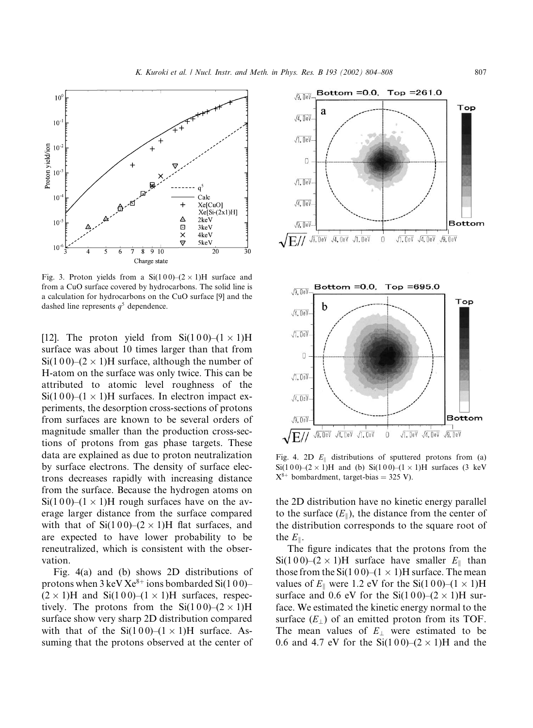Fig. 3. Proton yields from a Si(1 0 0)–(2 × 1)H surface and from a CuO surface covered by hydrocarbons. The solid line is a calculation for hydrocarbons on the CuO surface [9] and the dashed line represents $q^5$ dependence.

Fig. 4. 2D $E_{\parallel}$ distributions of sputtered protons from (a) Si(1 0 0)–(2 × 1)H and (b) Si(1 0 0)–(1 × 1)H surfaces (3 keV $X^{8+}$ bombardment, target-bias = 325 V).

[12]. The proton yield from Si(1 0 0)–(1 × 1)H surface was about 10 times larger than that from Si(1 0 0)–(2 × 1)H surface, although the number of H-atom on the surface was only twice. This can be attributed to atomic level roughness of the Si(1 0 0)–(1 × 1)H surfaces. In electron impact experiments, the desorption cross-sections of protons from surfaces are known to be several orders of magnitude smaller than the production cross-sections of protons from gas phase targets. These data are explained as due to proton neutralization by surface electrons. The density of surface electrons decreases rapidly with increasing distance from the surface. Because the hydrogen atoms on Si(1 0 0)–(1 × 1)H rough surfaces have on the average larger distance from the surface compared with that of Si(1 0 0)–(2 × 1)H flat surfaces, and are expected to have lower probability to be reneutralized, which is consistent with the observation.

Fig. 4(a) and (b) shows 2D distributions of protons when 3 keV $Xe^{8+}$ ions bombarded Si(1 0 0)–(2 × 1)H and Si(1 0 0)–(1 × 1)H surfaces, respectively. The protons from the Si(1 0 0)–(2 × 1)H surface show very sharp 2D distribution compared with that of the Si(1 0 0)–(1 × 1)H surface. Assuming that the protons observed at the center of the 2D distribution have no kinetic energy parallel to the surface ($E_{\parallel}$), the distance from the center of the distribution corresponds to the square root of the $E_{\parallel}$.

The figure indicates that the protons from the Si(1 0 0)–(2 × 1)H surface have smaller $E_{\parallel}$ than those from the Si(1 0 0)–(1 × 1)H surface. The mean values of $E_{\parallel}$ were 1.2 eV for the Si(1 0 0)–(1 × 1)H surface and 0.6 eV for the Si(1 0 0)–(2 × 1)H surface. We estimated the kinetic energy normal to the surface ($E_{\perp}$) of an emitted proton from its TOF. The mean values of $E_{\perp}$ were estimated to be 0.6 and 4.7 eV for the Si(1 0 0)–(2 × 1)H and the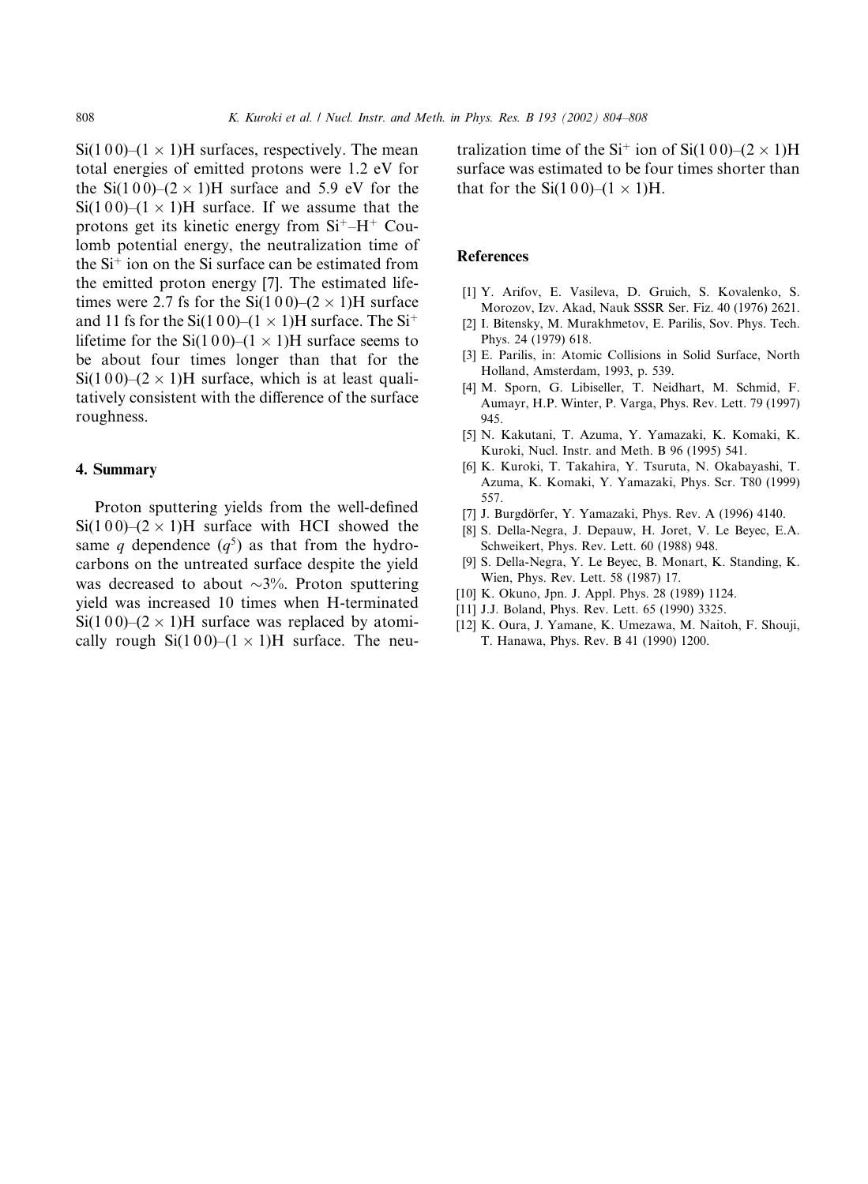Si(1 0 0)–(1 × 1)H surfaces, respectively. The mean total energies of emitted protons were 1.2 eV for the Si(1 0 0)–(2 × 1)H surface and 5.9 eV for the Si(1 0 0)–(1 × 1)H surface. If we assume that the protons get its kinetic energy from $Si^+$–$H^+$ Coulomb potential energy, the neutralization time of the $Si^+$ ion on the Si surface can be estimated from the emitted proton energy [7]. The estimated lifetimes were 2.7 fs for the Si(1 0 0)–(2 × 1)H surface and 11 fs for the Si(1 0 0)–(1 × 1)H surface. The $Si^+$ lifetime for the Si(1 0 0)–(1 × 1)H surface seems to be about four times longer than that for the Si(1 0 0)–(2 × 1)H surface, which is at least qualitatively consistent with the difference of the surface roughness.

## 4. Summary

Proton sputtering yields from the well-defined Si(1 0 0)–(2 × 1)H surface with HCI showed the same $q$ dependence ($q^5$) as that from the hydrocarbons on the untreated surface despite the yield was decreased to about ~3%. Proton sputtering yield was increased 10 times when H-terminated Si(1 0 0)–(2 × 1)H surface was replaced by atomically rough Si(1 0 0)–(1 × 1)H surface. The neutralization time of the $Si^+$ ion of Si(1 0 0)–(2 × 1)H surface was estimated to be four times shorter than that for the Si(1 0 0)–(1 × 1)H.

## References

[1] Y. Arifov, E. Vasileva, D. Gruich, S. Kovalenko, S. Morozov, Izv. Akad, Nauk SSSR Ser. Fiz. 40 (1976) 2621.

[2] I. Bitensky, M. Murakhmetov, E. Parilis, Sov. Phys. Tech. Phys. 24 (1979) 618.

[3] E. Parilis, in: Atomic Collisions in Solid Surface, North Holland, Amsterdam, 1993, p. 539.

[4] M. Sporn, G. Libiseller, T. Neidhart, M. Schmid, F. Aumayr, H.P. Winter, P. Varga, Phys. Rev. Lett. 79 (1997) 945.

[5] N. Kakutani, T. Azuma, Y. Yamazaki, K. Komaki, K. Kuroki, Nucl. Instr. and Meth. B 96 (1995) 541.

[6] K. Kuroki, T. Takahira, Y. Tsuruta, N. Okabayashi, T. Azuma, K. Komaki, Y. Yamazaki, Phys. Scr. T80 (1999) 557.

[7] J. Burgdörfer, Y. Yamazaki, Phys. Rev. A (1996) 4140.

[8] S. Della-Negra, J. Depauw, H. Joret, V. Le Beyec, E.A. Schweikert, Phys. Rev. Lett. 60 (1988) 948.

[9] S. Della-Negra, Y. Le Beyec, B. Monart, K. Standing, K. Wien, Phys. Rev. Lett. 58 (1987) 17.

[10] K. Okuno, Jpn. J. Appl. Phys. 28 (1989) 1124.

[11] J.J. Boland, Phys. Rev. Lett. 65 (1990) 3325.

[12] K. Oura, J. Yamane, K. Umezawa, M. Naitoh, F. Shouji, T. Hanawa, Phys. Rev. B 41 (1990) 1200.